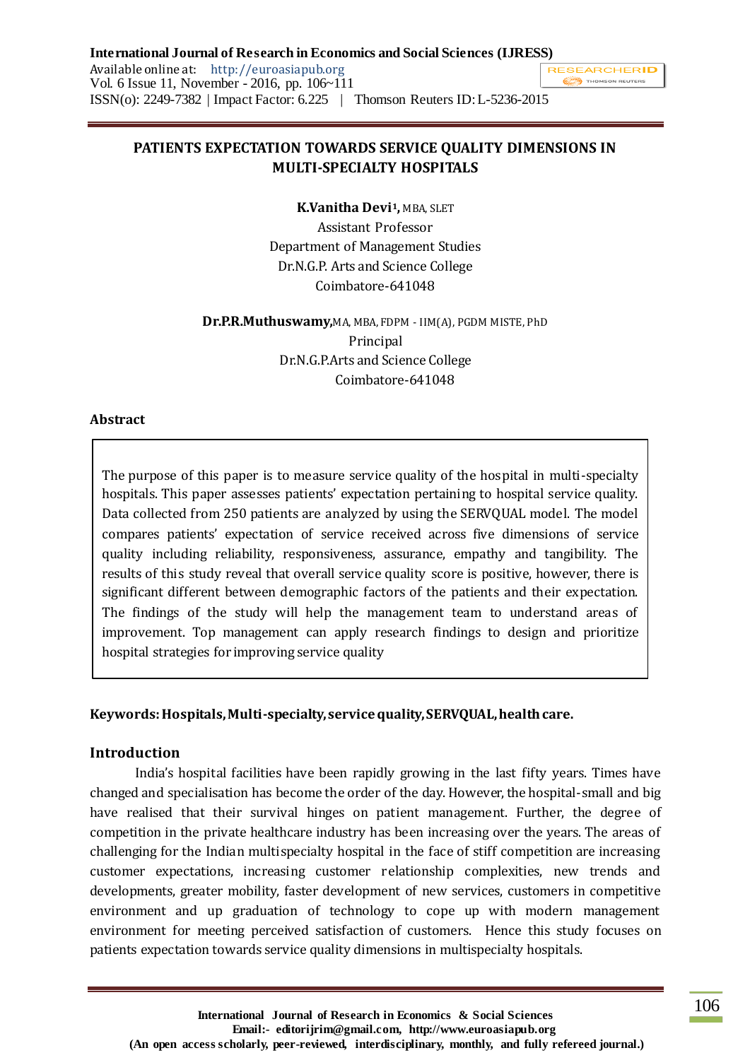# PATIENTS EXPECTATION TOWARDS SERVICE QUALITY DIMENSIONS IN MULTI-SPECIALTY HOSPITALS

**K.Vanitha Devi[1],** MBA, SLET
Assistant Professor
Department of Management Studies
Dr.N.G.P. Arts and Science College
Coimbatore-641048

**Dr.P.R.Muthuswamy,** MA, MBA, FDPM - IIM(A), PGDM MISTE, PhD
Principal
Dr.N.G.P.Arts and Science College
Coimbatore-641048

## Abstract

The purpose of this paper is to measure service quality of the hospital in multi-specialty hospitals. This paper assesses patients' expectation pertaining to hospital service quality. Data collected from 250 patients are analyzed by using the SERVQUAL model. The model compares patients' expectation of service received across five dimensions of service quality including reliability, responsiveness, assurance, empathy and tangibility. The results of this study reveal that overall service quality score is positive, however, there is significant different between demographic factors of the patients and their expectation. The findings of the study will help the management team to understand areas of improvement. Top management can apply research findings to design and prioritize hospital strategies for improving service quality

**Keywords: Hospitals, Multi-specialty, service quality, SERVQUAL, health care.**

## Introduction

India's hospital facilities have been rapidly growing in the last fifty years. Times have changed and specialisation has become the order of the day. However, the hospital-small and big have realised that their survival hinges on patient management. Further, the degree of competition in the private healthcare industry has been increasing over the years. The areas of challenging for the Indian multispecialty hospital in the face of stiff competition are increasing customer expectations, increasing customer relationship complexities, new trends and developments, greater mobility, faster development of new services, customers in competitive environment and up graduation of technology to cope up with modern management environment for meeting perceived satisfaction of customers. Hence this study focuses on patients expectation towards service quality dimensions in multispecialty hospitals.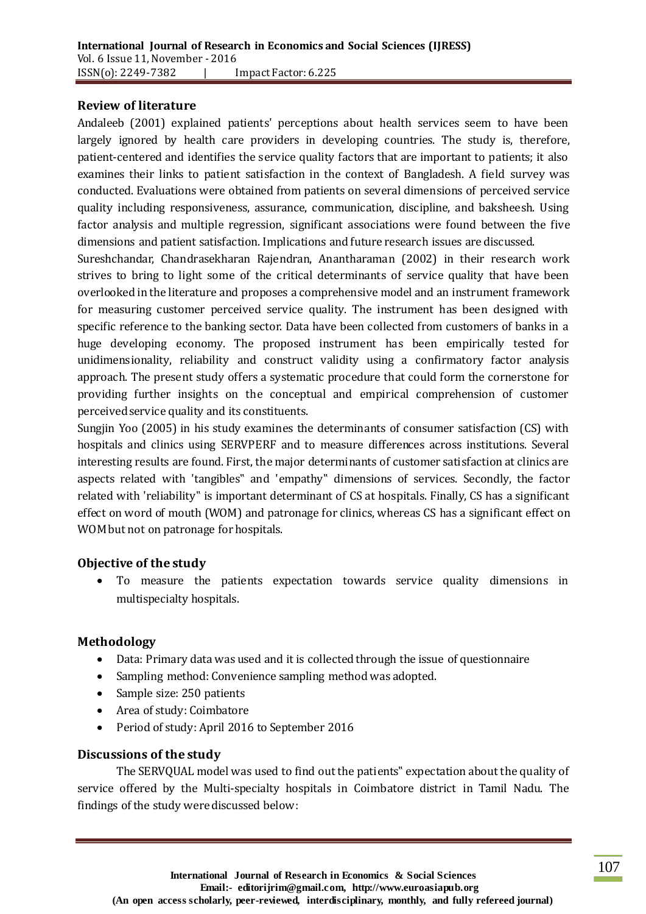## Review of literature

Andaleeb (2001) explained patients' perceptions about health services seem to have been largely ignored by health care providers in developing countries. The study is, therefore, patient-centered and identifies the service quality factors that are important to patients; it also examines their links to patient satisfaction in the context of Bangladesh. A field survey was conducted. Evaluations were obtained from patients on several dimensions of perceived service quality including responsiveness, assurance, communication, discipline, and baksheesh. Using factor analysis and multiple regression, significant associations were found between the five dimensions and patient satisfaction. Implications and future research issues are discussed.

Sureshchandar, Chandrasekharan Rajendran, Anantharaman (2002) in their research work strives to bring to light some of the critical determinants of service quality that have been overlooked in the literature and proposes a comprehensive model and an instrument framework for measuring customer perceived service quality. The instrument has been designed with specific reference to the banking sector. Data have been collected from customers of banks in a huge developing economy. The proposed instrument has been empirically tested for unidimensionality, reliability and construct validity using a confirmatory factor analysis approach. The present study offers a systematic procedure that could form the cornerstone for providing further insights on the conceptual and empirical comprehension of customer perceived service quality and its constituents.

Sungjin Yoo (2005) in his study examines the determinants of consumer satisfaction (CS) with hospitals and clinics using SERVPERF and to measure differences across institutions. Several interesting results are found. First, the major determinants of customer satisfaction at clinics are aspects related with 'tangibles‟ and 'empathy‟ dimensions of services. Secondly, the factor related with 'reliability‟ is important determinant of CS at hospitals. Finally, CS has a significant effect on word of mouth (WOM) and patronage for clinics, whereas CS has a significant effect on WOM but not on patronage for hospitals.

## Objective of the study

- To measure the patients expectation towards service quality dimensions in multispecialty hospitals.

## Methodology

- Data: Primary data was used and it is collected through the issue of questionnaire
- Sampling method: Convenience sampling method was adopted.
- Sample size: 250 patients
- Area of study: Coimbatore
- Period of study: April 2016 to September 2016

## Discussions of the study

The SERVQUAL model was used to find out the patients‟ expectation about the quality of service offered by the Multi-specialty hospitals in Coimbatore district in Tamil Nadu. The findings of the study were discussed below: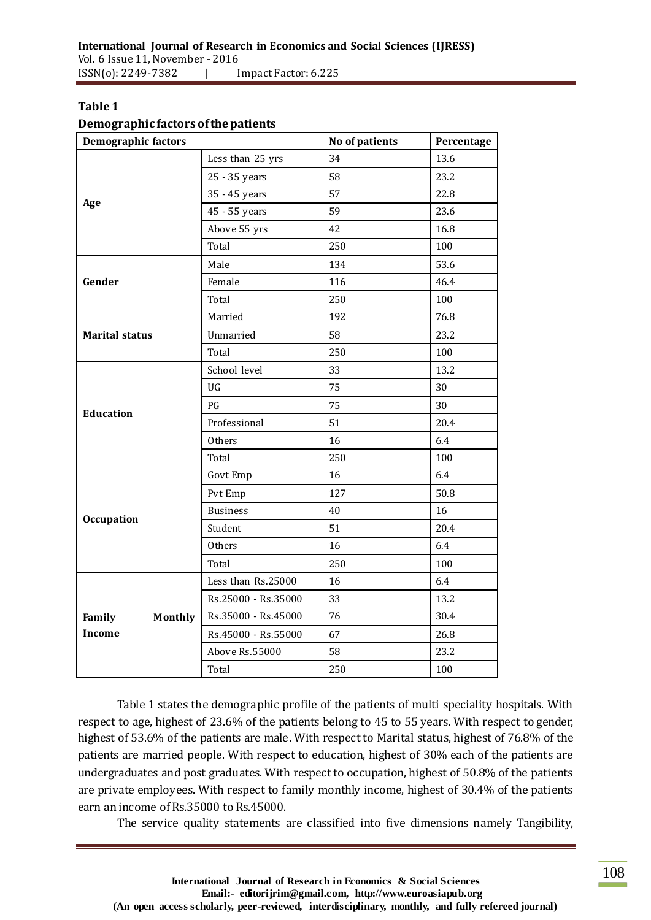**Table 1**

**Demographic factors of the patients**

| Demographic factors | | No of patients | Percentage |
|---|---|---|---|
| **Age** | Less than 25 yrs | 34 | 13.6 |
| | 25 - 35 years | 58 | 23.2 |
| | 35 - 45 years | 57 | 22.8 |
| | 45 - 55 years | 59 | 23.6 |
| | Above 55 yrs | 42 | 16.8 |
| | Total | 250 | 100 |
| **Gender** | Male | 134 | 53.6 |
| | Female | 116 | 46.4 |
| | Total | 250 | 100 |
| **Marital status** | Married | 192 | 76.8 |
| | Unmarried | 58 | 23.2 |
| | Total | 250 | 100 |
| **Education** | School level | 33 | 13.2 |
| | UG | 75 | 30 |
| | PG | 75 | 30 |
| | Professional | 51 | 20.4 |
| | Others | 16 | 6.4 |
| | Total | 250 | 100 |
| **Occupation** | Govt Emp | 16 | 6.4 |
| | Pvt Emp | 127 | 50.8 |
| | Business | 40 | 16 |
| | Student | 51 | 20.4 |
| | Others | 16 | 6.4 |
| | Total | 250 | 100 |
| **Family Monthly Income** | Less than Rs.25000 | 16 | 6.4 |
| | Rs.25000 - Rs.35000 | 33 | 13.2 |
| | Rs.35000 - Rs.45000 | 76 | 30.4 |
| | Rs.45000 - Rs.55000 | 67 | 26.8 |
| | Above Rs.55000 | 58 | 23.2 |
| | Total | 250 | 100 |

Table 1 states the demographic profile of the patients of multi speciality hospitals. With respect to age, highest of 23.6% of the patients belong to 45 to 55 years. With respect to gender, highest of 53.6% of the patients are male. With respect to Marital status, highest of 76.8% of the patients are married people. With respect to education, highest of 30% each of the patients are undergraduates and post graduates. With respect to occupation, highest of 50.8% of the patients are private employees. With respect to family monthly income, highest of 30.4% of the patients earn an income of Rs.35000 to Rs.45000.

The service quality statements are classified into five dimensions namely Tangibility,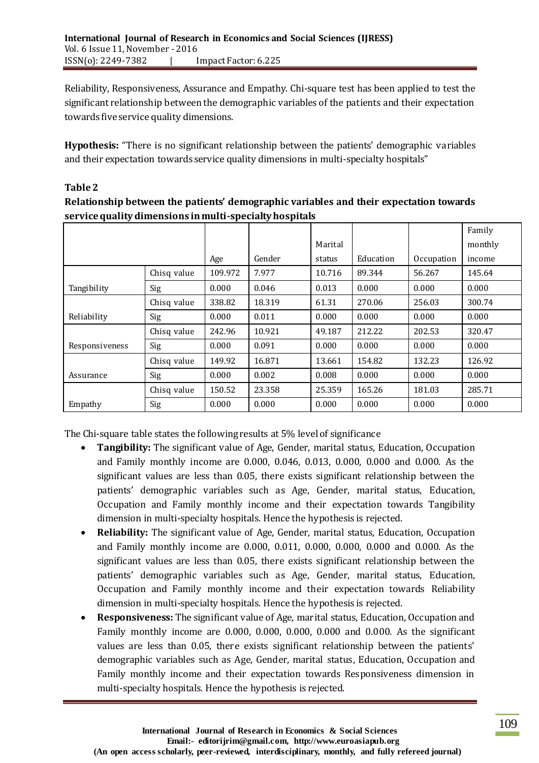Reliability, Responsiveness, Assurance and Empathy. Chi-square test has been applied to test the significant relationship between the demographic variables of the patients and their expectation towards five service quality dimensions.

**Hypothesis:** "There is no significant relationship between the patients' demographic variables and their expectation towards service quality dimensions in multi-specialty hospitals"

**Table 2**

**Relationship between the patients' demographic variables and their expectation towards service quality dimensions in multi-specialty hospitals**

| | | Age | Gender | Marital status | Education | Occupation | Family monthly income |
|---|---|---|---|---|---|---|---|
| Tangibility | Chisq value | 109.972 | 7.977 | 10.716 | 89.344 | 56.267 | 145.64 |
| | Sig | 0.000 | 0.046 | 0.013 | 0.000 | 0.000 | 0.000 |
| Reliability | Chisq value | 338.82 | 18.319 | 61.31 | 270.06 | 256.03 | 300.74 |
| | Sig | 0.000 | 0.011 | 0.000 | 0.000 | 0.000 | 0.000 |
| Responsiveness | Chisq value | 242.96 | 10.921 | 49.187 | 212.22 | 202.53 | 320.47 |
| | Sig | 0.000 | 0.091 | 0.000 | 0.000 | 0.000 | 0.000 |
| Assurance | Chisq value | 149.92 | 16.871 | 13.661 | 154.82 | 132.23 | 126.92 |
| | Sig | 0.000 | 0.002 | 0.008 | 0.000 | 0.000 | 0.000 |
| Empathy | Chisq value | 150.52 | 23.358 | 25.359 | 165.26 | 181.03 | 285.71 |
| | Sig | 0.000 | 0.000 | 0.000 | 0.000 | 0.000 | 0.000 |

The Chi-square table states the following results at 5% level of significance

- **Tangibility:** The significant value of Age, Gender, marital status, Education, Occupation and Family monthly income are 0.000, 0.046, 0.013, 0.000, 0.000 and 0.000. As the significant values are less than 0.05, there exists significant relationship between the patients' demographic variables such as Age, Gender, marital status, Education, Occupation and Family monthly income and their expectation towards Tangibility dimension in multi-specialty hospitals. Hence the hypothesis is rejected.
- **Reliability:** The significant value of Age, Gender, marital status, Education, Occupation and Family monthly income are 0.000, 0.011, 0.000, 0.000, 0.000 and 0.000. As the significant values are less than 0.05, there exists significant relationship between the patients' demographic variables such as Age, Gender, marital status, Education, Occupation and Family monthly income and their expectation towards Reliability dimension in multi-specialty hospitals. Hence the hypothesis is rejected.
- **Responsiveness:** The significant value of Age, marital status, Education, Occupation and Family monthly income are 0.000, 0.000, 0.000, 0.000 and 0.000. As the significant values are less than 0.05, there exists significant relationship between the patients' demographic variables such as Age, Gender, marital status, Education, Occupation and Family monthly income and their expectation towards Responsiveness dimension in multi-specialty hospitals. Hence the hypothesis is rejected.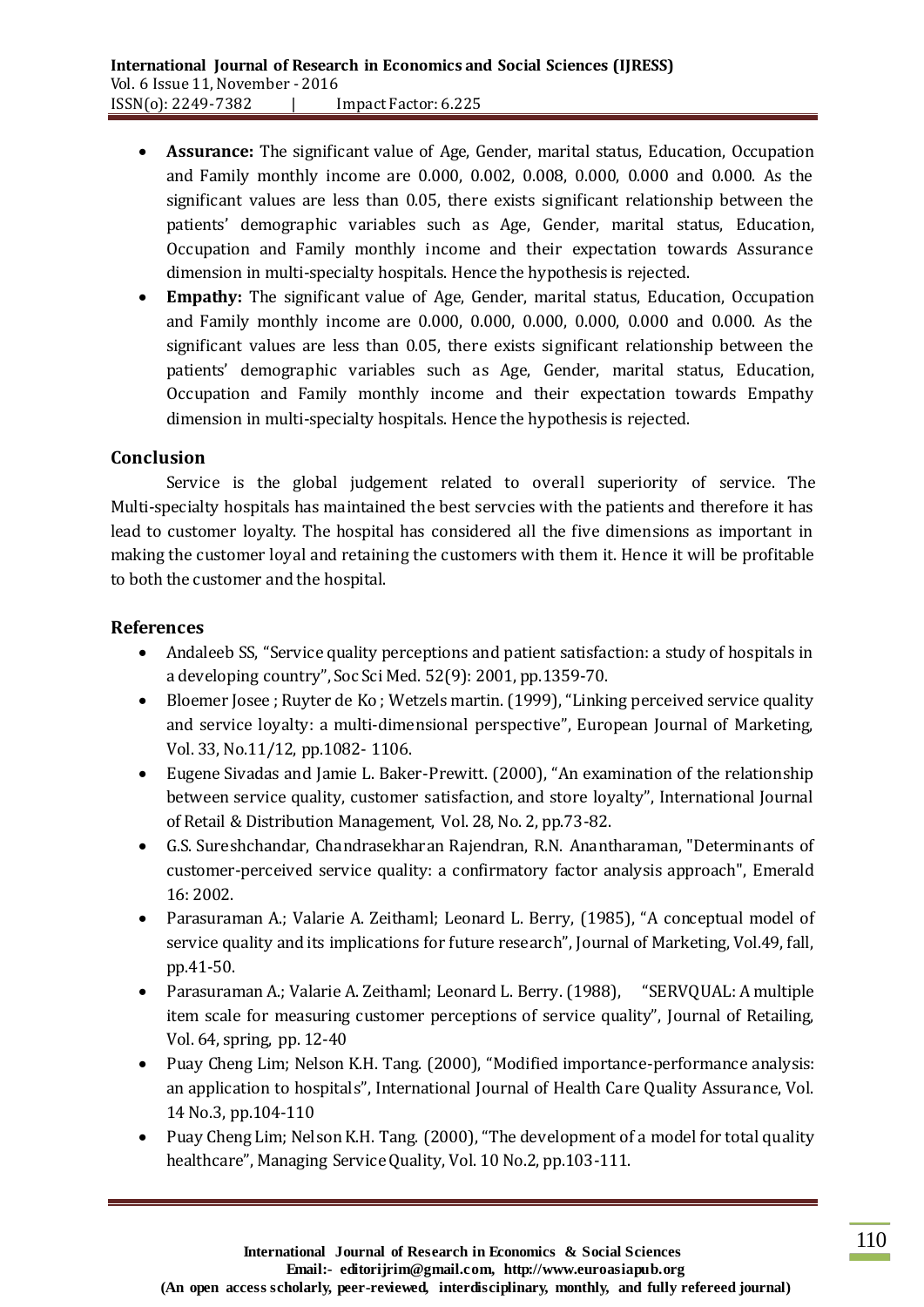- **Assurance:** The significant value of Age, Gender, marital status, Education, Occupation and Family monthly income are 0.000, 0.002, 0.008, 0.000, 0.000 and 0.000. As the significant values are less than 0.05, there exists significant relationship between the patients' demographic variables such as Age, Gender, marital status, Education, Occupation and Family monthly income and their expectation towards Assurance dimension in multi-specialty hospitals. Hence the hypothesis is rejected.
- **Empathy:** The significant value of Age, Gender, marital status, Education, Occupation and Family monthly income are 0.000, 0.000, 0.000, 0.000, 0.000 and 0.000. As the significant values are less than 0.05, there exists significant relationship between the patients' demographic variables such as Age, Gender, marital status, Education, Occupation and Family monthly income and their expectation towards Empathy dimension in multi-specialty hospitals. Hence the hypothesis is rejected.

## Conclusion

Service is the global judgement related to overall superiority of service. The Multi-specialty hospitals has maintained the best servcies with the patients and therefore it has lead to customer loyalty. The hospital has considered all the five dimensions as important in making the customer loyal and retaining the customers with them it. Hence it will be profitable to both the customer and the hospital.

## References

- Andaleeb SS, "Service quality perceptions and patient satisfaction: a study of hospitals in a developing country", Soc Sci Med. 52(9): 2001, pp.1359-70.
- Bloemer Josee ; Ruyter de Ko ; Wetzels martin. (1999), "Linking perceived service quality and service loyalty: a multi-dimensional perspective", European Journal of Marketing, Vol. 33, No.11/12, pp.1082- 1106.
- Eugene Sivadas and Jamie L. Baker-Prewitt. (2000), "An examination of the relationship between service quality, customer satisfaction, and store loyalty", International Journal of Retail & Distribution Management, Vol. 28, No. 2, pp.73-82.
- G.S. Sureshchandar, Chandrasekharan Rajendran, R.N. Anantharaman, "Determinants of customer-perceived service quality: a confirmatory factor analysis approach", Emerald 16: 2002.
- Parasuraman A.; Valarie A. Zeithaml; Leonard L. Berry, (1985), "A conceptual model of service quality and its implications for future research", Journal of Marketing, Vol.49, fall, pp.41-50.
- Parasuraman A.; Valarie A. Zeithaml; Leonard L. Berry. (1988), "SERVQUAL: A multiple item scale for measuring customer perceptions of service quality", Journal of Retailing, Vol. 64, spring, pp. 12-40
- Puay Cheng Lim; Nelson K.H. Tang. (2000), "Modified importance-performance analysis: an application to hospitals", International Journal of Health Care Quality Assurance, Vol. 14 No.3, pp.104-110
- Puay Cheng Lim; Nelson K.H. Tang. (2000), "The development of a model for total quality healthcare", Managing Service Quality, Vol. 10 No.2, pp.103-111.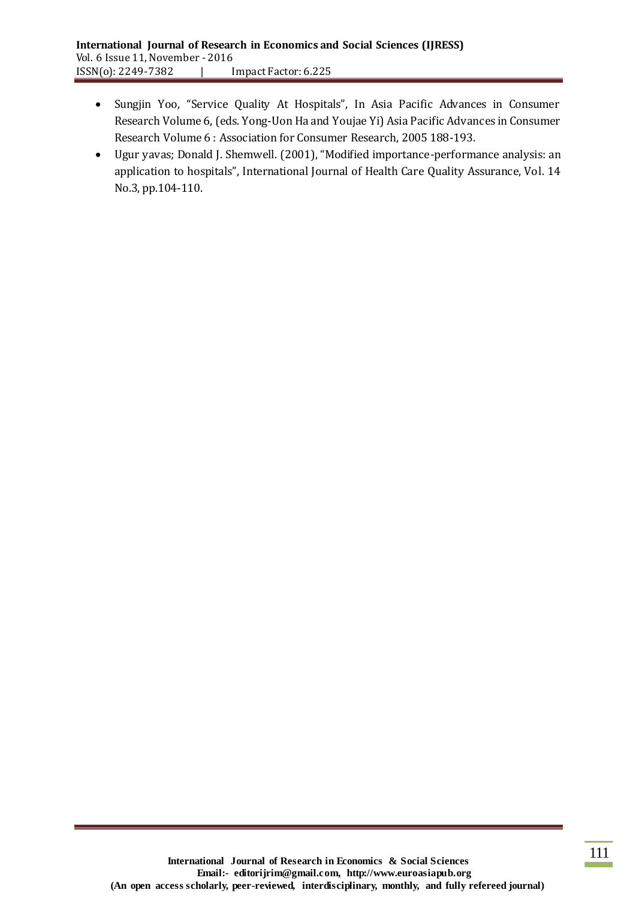- Sungjin Yoo, "Service Quality At Hospitals", In Asia Pacific Advances in Consumer Research Volume 6, (eds. Yong-Uon Ha and Youjae Yi) Asia Pacific Advances in Consumer Research Volume 6 : Association for Consumer Research, 2005 188-193.
- Ugur yavas; Donald J. Shemwell. (2001), "Modified importance-performance analysis: an application to hospitals", International Journal of Health Care Quality Assurance, Vol. 14 No.3, pp.104-110.